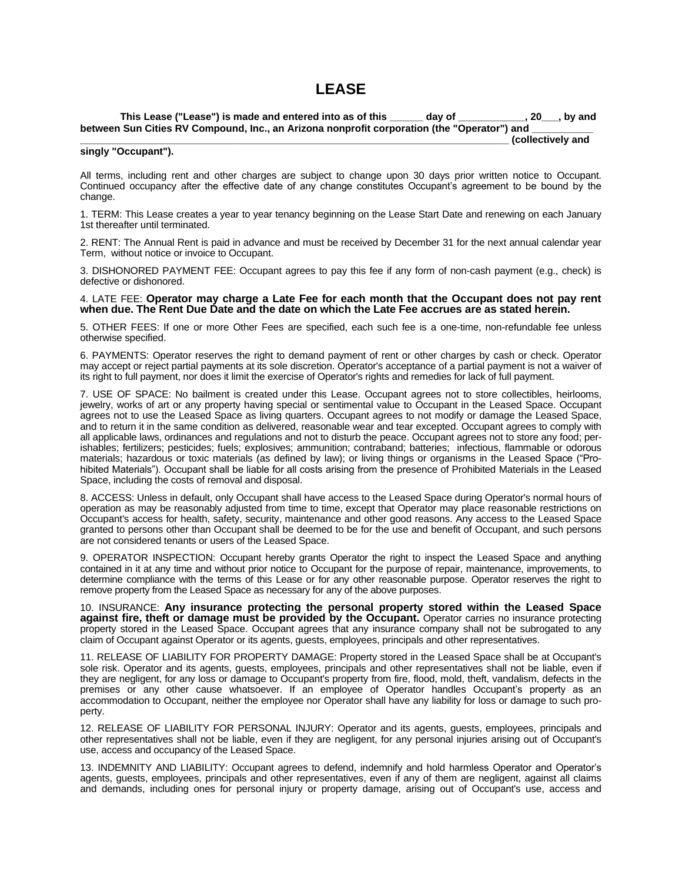# LEASE

**This Lease ("Lease") is made and entered into as of this ______ day of ____________, 20___, by and between Sun Cities RV Compound, Inc., an Arizona nonprofit corporation (the "Operator") and ____________ ____________________________________________________________________________ (collectively and singly "Occupant").**

All terms, including rent and other charges are subject to change upon 30 days prior written notice to Occupant. Continued occupancy after the effective date of any change constitutes Occupant's agreement to be bound by the change.

1. TERM: This Lease creates a year to year tenancy beginning on the Lease Start Date and renewing on each January 1st thereafter until terminated.

2. RENT: The Annual Rent is paid in advance and must be received by December 31 for the next annual calendar year Term, without notice or invoice to Occupant.

3. DISHONORED PAYMENT FEE: Occupant agrees to pay this fee if any form of non-cash payment (e.g., check) is defective or dishonored.

4. LATE FEE: **Operator may charge a Late Fee for each month that the Occupant does not pay rent when due. The Rent Due Date and the date on which the Late Fee accrues are as stated herein.**

5. OTHER FEES: If one or more Other Fees are specified, each such fee is a one-time, non-refundable fee unless otherwise specified.

6. PAYMENTS: Operator reserves the right to demand payment of rent or other charges by cash or check. Operator may accept or reject partial payments at its sole discretion. Operator's acceptance of a partial payment is not a waiver of its right to full payment, nor does it limit the exercise of Operator's rights and remedies for lack of full payment.

7. USE OF SPACE: No bailment is created under this Lease. Occupant agrees not to store collectibles, heirlooms, jewelry, works of art or any property having special or sentimental value to Occupant in the Leased Space. Occupant agrees not to use the Leased Space as living quarters. Occupant agrees to not modify or damage the Leased Space, and to return it in the same condition as delivered, reasonable wear and tear excepted. Occupant agrees to comply with all applicable laws, ordinances and regulations and not to disturb the peace. Occupant agrees not to store any food; perishables; fertilizers; pesticides; fuels; explosives; ammunition; contraband; batteries; infectious, flammable or odorous materials; hazardous or toxic materials (as defined by law); or living things or organisms in the Leased Space ("Prohibited Materials"). Occupant shall be liable for all costs arising from the presence of Prohibited Materials in the Leased Space, including the costs of removal and disposal.

8. ACCESS: Unless in default, only Occupant shall have access to the Leased Space during Operator's normal hours of operation as may be reasonably adjusted from time to time, except that Operator may place reasonable restrictions on Occupant's access for health, safety, security, maintenance and other good reasons. Any access to the Leased Space granted to persons other than Occupant shall be deemed to be for the use and benefit of Occupant, and such persons are not considered tenants or users of the Leased Space.

9. OPERATOR INSPECTION: Occupant hereby grants Operator the right to inspect the Leased Space and anything contained in it at any time and without prior notice to Occupant for the purpose of repair, maintenance, improvements, to determine compliance with the terms of this Lease or for any other reasonable purpose. Operator reserves the right to remove property from the Leased Space as necessary for any of the above purposes.

10. INSURANCE: **Any insurance protecting the personal property stored within the Leased Space against fire, theft or damage must be provided by the Occupant.** Operator carries no insurance protecting property stored in the Leased Space. Occupant agrees that any insurance company shall not be subrogated to any claim of Occupant against Operator or its agents, guests, employees, principals and other representatives.

11. RELEASE OF LIABILITY FOR PROPERTY DAMAGE: Property stored in the Leased Space shall be at Occupant's sole risk. Operator and its agents, guests, employees, principals and other representatives shall not be liable, even if they are negligent, for any loss or damage to Occupant's property from fire, flood, mold, theft, vandalism, defects in the premises or any other cause whatsoever. If an employee of Operator handles Occupant's property as an accommodation to Occupant, neither the employee nor Operator shall have any liability for loss or damage to such property.

12. RELEASE OF LIABILITY FOR PERSONAL INJURY: Operator and its agents, guests, employees, principals and other representatives shall not be liable, even if they are negligent, for any personal injuries arising out of Occupant's use, access and occupancy of the Leased Space.

13. INDEMNITY AND LIABILITY: Occupant agrees to defend, indemnify and hold harmless Operator and Operator's agents, guests, employees, principals and other representatives, even if any of them are negligent, against all claims and demands, including ones for personal injury or property damage, arising out of Occupant's use, access and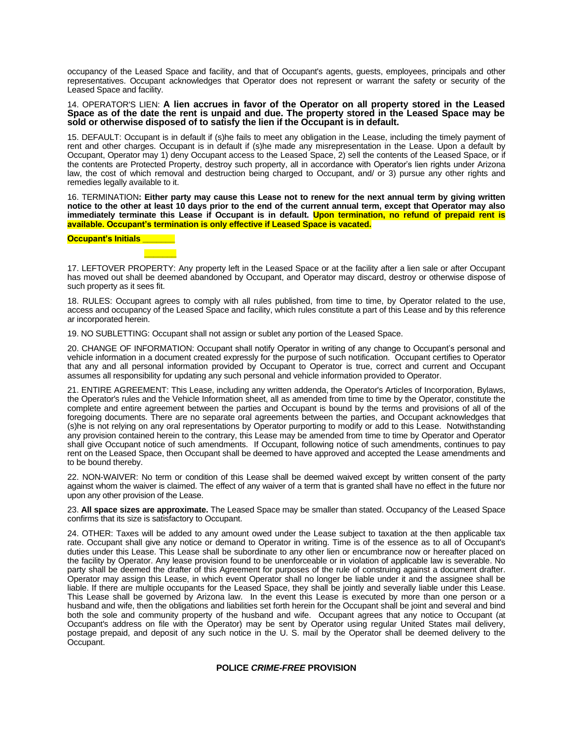occupancy of the Leased Space and facility, and that of Occupant's agents, guests, employees, principals and other representatives. Occupant acknowledges that Operator does not represent or warrant the safety or security of the Leased Space and facility.

14. OPERATOR'S LIEN: **A lien accrues in favor of the Operator on all property stored in the Leased Space as of the date the rent is unpaid and due. The property stored in the Leased Space may be sold or otherwise disposed of to satisfy the lien if the Occupant is in default.**

15. DEFAULT: Occupant is in default if (s)he fails to meet any obligation in the Lease, including the timely payment of rent and other charges. Occupant is in default if (s)he made any misrepresentation in the Lease. Upon a default by Occupant, Operator may 1) deny Occupant access to the Leased Space, 2) sell the contents of the Leased Space, or if the contents are Protected Property, destroy such property, all in accordance with Operator's lien rights under Arizona law, the cost of which removal and destruction being charged to Occupant, and/ or 3) pursue any other rights and remedies legally available to it.

16. TERMINATION**: Either party may cause this Lease not to renew for the next annual term by giving written notice to the other at least 10 days prior to the end of the current annual term, except that Operator may also immediately terminate this Lease if Occupant is in default. Upon termination, no refund of prepaid rent is available. Occupant's termination is only effective if Leased Space is vacated.**

**Occupant's Initials _______**

**_______**

17. LEFTOVER PROPERTY: Any property left in the Leased Space or at the facility after a lien sale or after Occupant has moved out shall be deemed abandoned by Occupant, and Operator may discard, destroy or otherwise dispose of such property as it sees fit.

18. RULES: Occupant agrees to comply with all rules published, from time to time, by Operator related to the use, access and occupancy of the Leased Space and facility, which rules constitute a part of this Lease and by this reference ar incorporated herein.

19. NO SUBLETTING: Occupant shall not assign or sublet any portion of the Leased Space.

20. CHANGE OF INFORMATION: Occupant shall notify Operator in writing of any change to Occupant's personal and vehicle information in a document created expressly for the purpose of such notification. Occupant certifies to Operator that any and all personal information provided by Occupant to Operator is true, correct and current and Occupant assumes all responsibility for updating any such personal and vehicle information provided to Operator.

21. ENTIRE AGREEMENT: This Lease, including any written addenda, the Operator's Articles of Incorporation, Bylaws, the Operator's rules and the Vehicle Information sheet, all as amended from time to time by the Operator, constitute the complete and entire agreement between the parties and Occupant is bound by the terms and provisions of all of the foregoing documents. There are no separate oral agreements between the parties, and Occupant acknowledges that (s)he is not relying on any oral representations by Operator purporting to modify or add to this Lease. Notwithstanding any provision contained herein to the contrary, this Lease may be amended from time to time by Operator and Operator shall give Occupant notice of such amendments. If Occupant, following notice of such amendments, continues to pay rent on the Leased Space, then Occupant shall be deemed to have approved and accepted the Lease amendments and to be bound thereby.

22. NON-WAIVER: No term or condition of this Lease shall be deemed waived except by written consent of the party against whom the waiver is claimed. The effect of any waiver of a term that is granted shall have no effect in the future nor upon any other provision of the Lease.

23. **All space sizes are approximate.** The Leased Space may be smaller than stated. Occupancy of the Leased Space confirms that its size is satisfactory to Occupant.

24. OTHER: Taxes will be added to any amount owed under the Lease subject to taxation at the then applicable tax rate. Occupant shall give any notice or demand to Operator in writing. Time is of the essence as to all of Occupant's duties under this Lease. This Lease shall be subordinate to any other lien or encumbrance now or hereafter placed on the facility by Operator. Any lease provision found to be unenforceable or in violation of applicable law is severable. No party shall be deemed the drafter of this Agreement for purposes of the rule of construing against a document drafter. Operator may assign this Lease, in which event Operator shall no longer be liable under it and the assignee shall be liable. If there are multiple occupants for the Leased Space, they shall be jointly and severally liable under this Lease. This Lease shall be governed by Arizona law. In the event this Lease is executed by more than one person or a husband and wife, then the obligations and liabilities set forth herein for the Occupant shall be joint and several and bind both the sole and community property of the husband and wife. Occupant agrees that any notice to Occupant (at Occupant's address on file with the Operator) may be sent by Operator using regular United States mail delivery, postage prepaid, and deposit of any such notice in the U. S. mail by the Operator shall be deemed delivery to the Occupant.

## POLICE *CRIME-FREE* PROVISION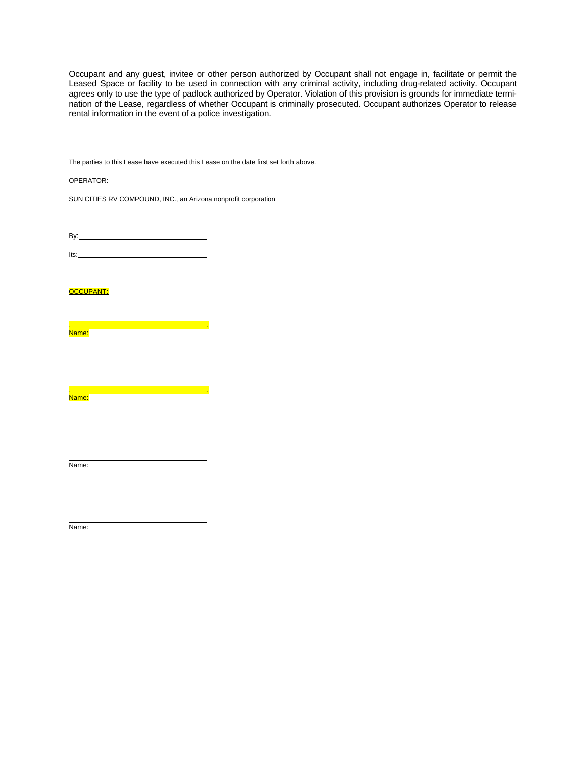Occupant and any guest, invitee or other person authorized by Occupant shall not engage in, facilitate or permit the Leased Space or facility to be used in connection with any criminal activity, including drug-related activity. Occupant agrees only to use the type of padlock authorized by Operator. Violation of this provision is grounds for immediate termination of the Lease, regardless of whether Occupant is criminally prosecuted. Occupant authorizes Operator to release rental information in the event of a police investigation.

The parties to this Lease have executed this Lease on the date first set forth above.

OPERATOR:

SUN CITIES RV COMPOUND, INC., an Arizona nonprofit corporation

By: ______________________________

Its: ______________________________

OCCUPANT:

______________________________
Name:

______________________________
Name:

______________________________
Name:

______________________________
Name: